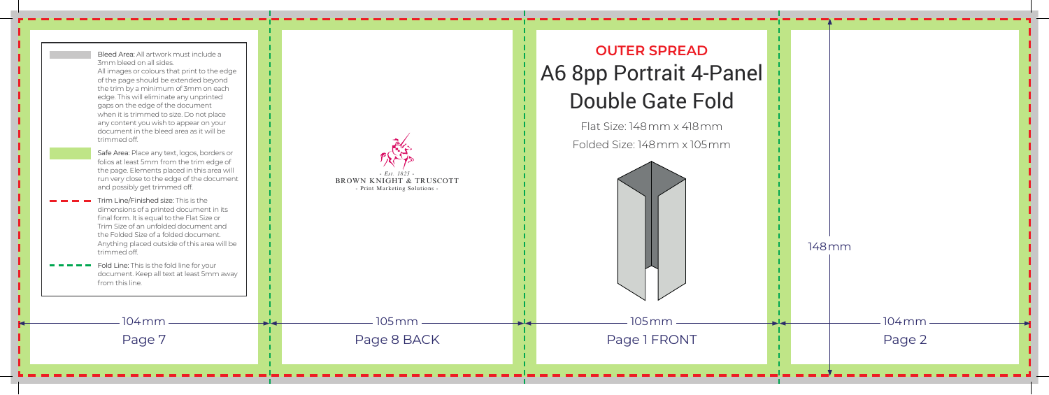Bleed Area: All artwork must include a 3mm bleed on all sides. All images or colours that print to the edge of the page should be extended beyond the trim by a minimum of 3mm on each edge. This will eliminate any unprinted gaps on the edge of the document when it is trimmed to size. Do not place any content you wish to appear on your document in the bleed area as it will be trimmed off.

Safe Area: Place any text, logos, borders or folios at least 5mm from the trim edge of the page. Elements placed in this area will run very close to the edge of the document and possibly get trimmed off.

Trim Line/Finished size: This is the dimensions of a printed document in its final form. It is equal to the Flat Size or Trim Size of an unfolded document and the Folded Size of a folded document. Anything placed outside of this area will be trimmed off.

Fold Line: This is the fold line for your document. Keep all text at least 5mm away from this line.

104mm

Page 7

- Est. 1825 -
BROWN KNIGHT & TRUSCOTT
- Print Marketing Solutions -

105mm

Page 8 BACK

## OUTER SPREAD

# A6 8pp Portrait 4-Panel Double Gate Fold

Flat Size: 148mm x 418mm

Folded Size: 148mm x 105mm

105mm

Page 1 FRONT

148mm

104mm

Page 2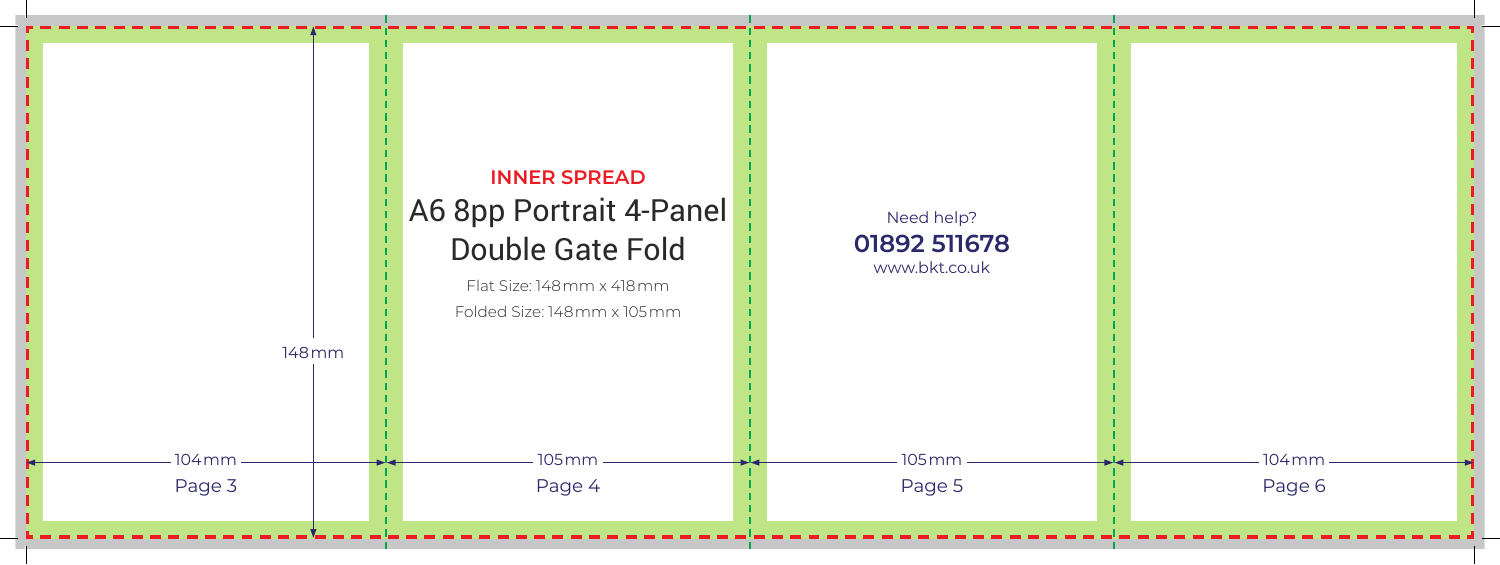**INNER SPREAD**

# A6 8pp Portrait 4-Panel Double Gate Fold

Flat Size: 148mm x 418mm

Folded Size: 148mm x 105mm

Need help?

**01892 511678**

www.bkt.co.uk

148mm

104mm

Page 3

105mm

Page 4

105mm

Page 5

104mm

Page 6